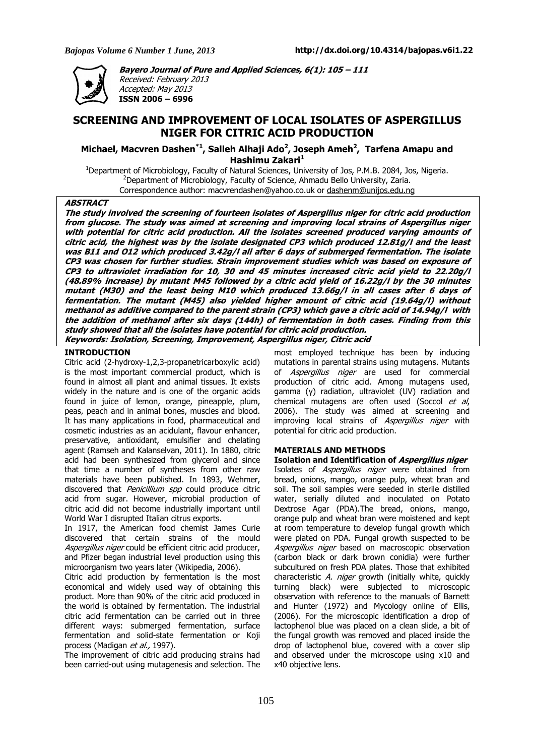**Bayero Journal of Pure and Applied Sciences, 6(1): 105 – 111**
Received: February 2013
Accepted: May 2013
**ISSN 2006 – 6996**

# SCREENING AND IMPROVEMENT OF LOCAL ISOLATES OF ASPERGILLUS NIGER FOR CITRIC ACID PRODUCTION

**Michael, Macvren Dashen*[1], Salleh Alhaji Ado[2], Joseph Ameh[2], Tarfena Amapu and Hashimu Zakari[1]**

[1]Department of Microbiology, Faculty of Natural Sciences, University of Jos, P.M.B. 2084, Jos, Nigeria.
[2]Department of Microbiology, Faculty of Science, Ahmadu Bello University, Zaria.
Correspondence author: macvrendashen@yahoo.co.uk or dashenm@unijos.edu.ng

## ABSTRACT

***The study involved the screening of fourteen isolates of Aspergillus niger for citric acid production from glucose. The study was aimed at screening and improving local strains of Aspergillus niger with potential for citric acid production. All the isolates screened produced varying amounts of citric acid, the highest was by the isolate designated CP3 which produced 12.81g/l and the least was B11 and O12 which produced 3.42g/l all after 6 days of submerged fermentation. The isolate CP3 was chosen for further studies. Strain improvement studies which was based on exposure of CP3 to ultraviolet irradiation for 10, 30 and 45 minutes increased citric acid yield to 22.20g/l (48.89% increase) by mutant M45 followed by a citric acid yield of 16.22g/l by the 30 minutes mutant (M30) and the least being M10 which produced 13.66g/l in all cases after 6 days of fermentation. The mutant (M45) also yielded higher amount of citric acid (19.64g/l) without methanol as additive compared to the parent strain (CP3) which gave a citric acid of 14.94g/l with the addition of methanol after six days (144h) of fermentation in both cases. Finding from this study showed that all the isolates have potential for citric acid production.***

***Keywords: Isolation, Screening, Improvement, Aspergillus niger, Citric acid***

## INTRODUCTION

Citric acid (2-hydroxy-1,2,3-propanetricarboxylic acid) is the most important commercial product, which is found in almost all plant and animal tissues. It exists widely in the nature and is one of the organic acids found in juice of lemon, orange, pineapple, plum, peas, peach and in animal bones, muscles and blood. It has many applications in food, pharmaceutical and cosmetic industries as an acidulant, flavour enhancer, preservative, antioxidant, emulsifier and chelating agent (Ramseh and Kalanselvan, 2011). In 1880, citric acid had been synthesized from glycerol and since that time a number of syntheses from other raw materials have been published. In 1893, Wehmer, discovered that *Penicillium spp* could produce citric acid from sugar. However, microbial production of citric acid did not become industrially important until World War I disrupted Italian citrus exports.

In 1917, the American food chemist James Curie discovered that certain strains of the mould *Aspergillus niger* could be efficient citric acid producer, and Pfizer began industrial level production using this microorganism two years later (Wikipedia, 2006).

Citric acid production by fermentation is the most economical and widely used way of obtaining this product. More than 90% of the citric acid produced in the world is obtained by fermentation. The industrial citric acid fermentation can be carried out in three different ways: submerged fermentation, surface fermentation and solid-state fermentation or Koji process (Madigan *et al.,* 1997).

The improvement of citric acid producing strains had been carried-out using mutagenesis and selection. The most employed technique has been by inducing mutations in parental strains using mutagens. Mutants of *Aspergillus niger* are used for commercial production of citric acid. Among mutagens used, gamma (γ) radiation, ultraviolet (UV) radiation and chemical mutagens are often used (Soccol *et al*, 2006). The study was aimed at screening and improving local strains of *Aspergillus niger* with potential for citric acid production.

## MATERIALS AND METHODS

### Isolation and Identification of *Aspergillus niger*

Isolates of *Aspergillus niger* were obtained from bread, onions, mango, orange pulp, wheat bran and soil. The soil samples were seeded in sterile distilled water, serially diluted and inoculated on Potato Dextrose Agar (PDA).The bread, onions, mango, orange pulp and wheat bran were moistened and kept at room temperature to develop fungal growth which were plated on PDA. Fungal growth suspected to be *Aspergillus niger* based on macroscopic observation (carbon black or dark brown conidia) were further subcultured on fresh PDA plates. Those that exhibited characteristic *A. niger* growth (initially white, quickly turning black) were subjected to microscopic observation with reference to the manuals of Barnett and Hunter (1972) and Mycology online of Ellis, (2006). For the microscopic identification a drop of lactophenol blue was placed on a clean slide, a bit of the fungal growth was removed and placed inside the drop of lactophenol blue, covered with a cover slip and observed under the microscope using x10 and x40 objective lens.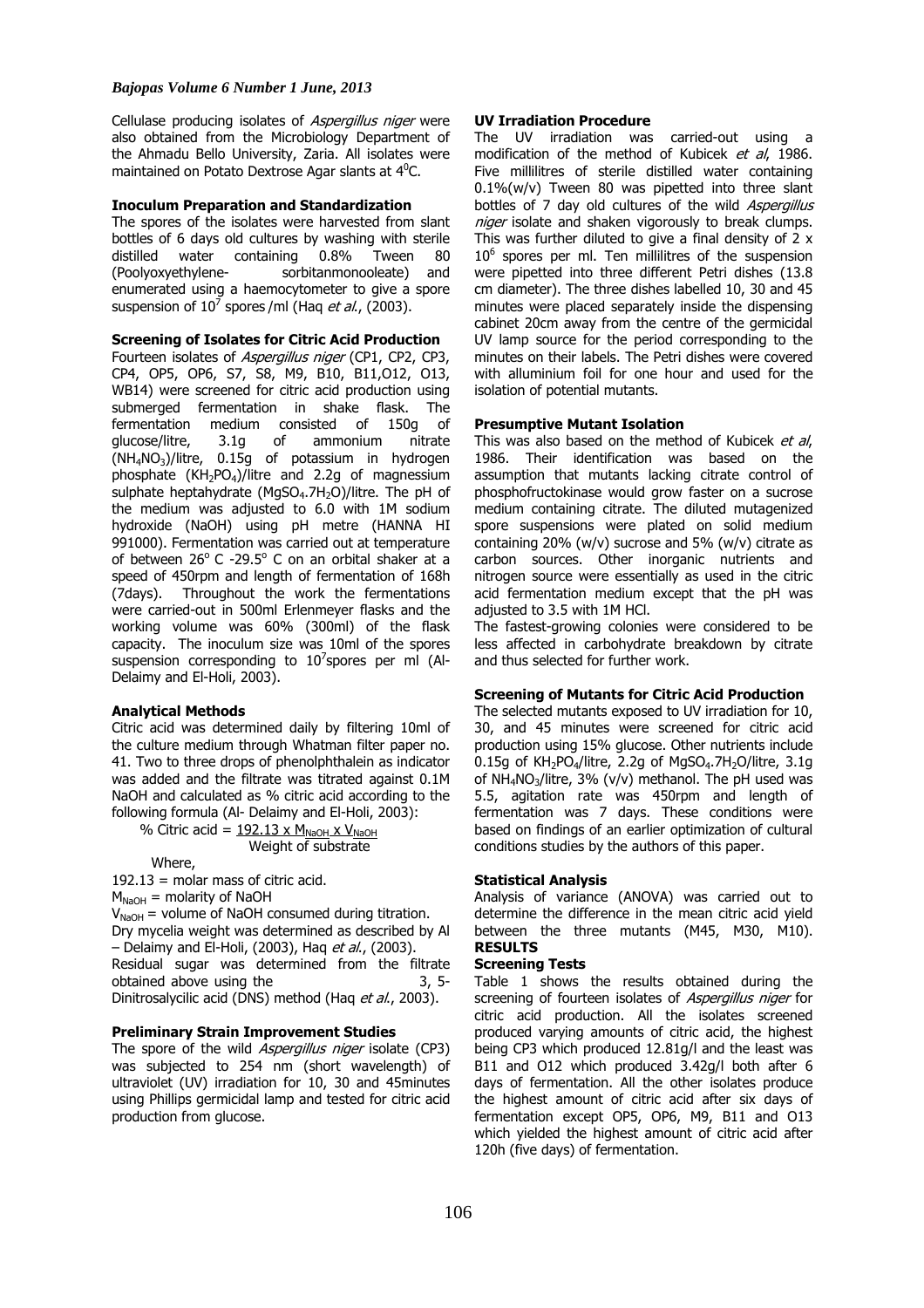Cellulase producing isolates of *Aspergillus niger* were also obtained from the Microbiology Department of the Ahmadu Bello University, Zaria. All isolates were maintained on Potato Dextrose Agar slants at $4^0$C.

**Inoculum Preparation and Standardization**

The spores of the isolates were harvested from slant bottles of 6 days old cultures by washing with sterile distilled water containing 0.8% Tween 80 (Poolyoxyethylene- sorbitanmonooleate) and enumerated using a haemocytometer to give a spore suspension of $10^7$ spores /ml (Haq *et al.*, (2003).

**Screening of Isolates for Citric Acid Production**

Fourteen isolates of *Aspergillus niger* (CP1, CP2, CP3, CP4, OP5, OP6, S7, S8, M9, B10, B11,O12, O13, WB14) were screened for citric acid production using submerged fermentation in shake flask. The fermentation medium consisted of 150g of glucose/litre, 3.1g of ammonium nitrate ($NH_4NO_3$)/litre, 0.15g of potassium in hydrogen phosphate ($KH_2PO_4$)/litre and 2.2g of magnessium sulphate heptahydrate ($MgSO_4.7H_2O$)/litre. The pH of the medium was adjusted to 6.0 with 1M sodium hydroxide (NaOH) using pH metre (HANNA HI 991000). Fermentation was carried out at temperature of between $26^o$ C -$29.5^o$ C on an orbital shaker at a speed of 450rpm and length of fermentation of 168h (7days). Throughout the work the fermentations were carried-out in 500ml Erlenmeyer flasks and the working volume was 60% (300ml) of the flask capacity. The inoculum size was 10ml of the spores suspension corresponding to $10^7$spores per ml (Al-Delaimy and El-Holi, 2003).

**Analytical Methods**

Citric acid was determined daily by filtering 10ml of the culture medium through Whatman filter paper no. 41. Two to three drops of phenolphthalein as indicator was added and the filtrate was titrated against 0.1M NaOH and calculated as % citric acid according to the following formula (Al- Delaimy and El-Holi, 2003):

$$\% \text{ Citric acid} = \frac{192.13 \times M_{NaOH} \times V_{NaOH}}{\text{Weight of substrate}}$$

Where,

192.13 = molar mass of citric acid.

$M_{NaOH}$ = molarity of NaOH

$V_{NaOH}$ = volume of NaOH consumed during titration.

Dry mycelia weight was determined as described by Al – Delaimy and El-Holi, (2003), Haq *et al.*, (2003).

Residual sugar was determined from the filtrate obtained above using the 3, 5-Dinitrosalycilic acid (DNS) method (Haq *et al.*, 2003).

**Preliminary Strain Improvement Studies**

The spore of the wild *Aspergillus niger* isolate (CP3) was subjected to 254 nm (short wavelength) of ultraviolet (UV) irradiation for 10, 30 and 45minutes using Phillips germicidal lamp and tested for citric acid production from glucose.

**UV Irradiation Procedure**

The UV irradiation was carried-out using a modification of the method of Kubicek *et al*, 1986. Five millilitres of sterile distilled water containing 0.1%(w/v) Tween 80 was pipetted into three slant bottles of 7 day old cultures of the wild *Aspergillus niger* isolate and shaken vigorously to break clumps. This was further diluted to give a final density of 2 x $10^6$ spores per ml. Ten millilitres of the suspension were pipetted into three different Petri dishes (13.8 cm diameter). The three dishes labelled 10, 30 and 45 minutes were placed separately inside the dispensing cabinet 20cm away from the centre of the germicidal UV lamp source for the period corresponding to the minutes on their labels. The Petri dishes were covered with alluminium foil for one hour and used for the isolation of potential mutants.

**Presumptive Mutant Isolation**

This was also based on the method of Kubicek *et al*, 1986. Their identification was based on the assumption that mutants lacking citrate control of phosphofructokinase would grow faster on a sucrose medium containing citrate. The diluted mutagenized spore suspensions were plated on solid medium containing 20% (w/v) sucrose and 5% (w/v) citrate as carbon sources. Other inorganic nutrients and nitrogen source were essentially as used in the citric acid fermentation medium except that the pH was adjusted to 3.5 with 1M HCl.

The fastest-growing colonies were considered to be less affected in carbohydrate breakdown by citrate and thus selected for further work.

**Screening of Mutants for Citric Acid Production**

The selected mutants exposed to UV irradiation for 10, 30, and 45 minutes were screened for citric acid production using 15% glucose. Other nutrients include 0.15g of $KH_2PO_4$/litre, 2.2g of $MgSO_4.7H_2O$/litre, 3.1g of $NH_4NO_3$/litre, 3% (v/v) methanol. The pH used was 5.5, agitation rate was 450rpm and length of fermentation was 7 days. These conditions were based on findings of an earlier optimization of cultural conditions studies by the authors of this paper.

**Statistical Analysis**

Analysis of variance (ANOVA) was carried out to determine the difference in the mean citric acid yield between the three mutants (M45, M30, M10).

**RESULTS**

**Screening Tests**

Table 1 shows the results obtained during the screening of fourteen isolates of *Aspergillus niger* for citric acid production. All the isolates screened produced varying amounts of citric acid, the highest being CP3 which produced 12.81g/l and the least was B11 and O12 which produced 3.42g/l both after 6 days of fermentation. All the other isolates produce the highest amount of citric acid after six days of fermentation except OP5, OP6, M9, B11 and O13 which yielded the highest amount of citric acid after 120h (five days) of fermentation.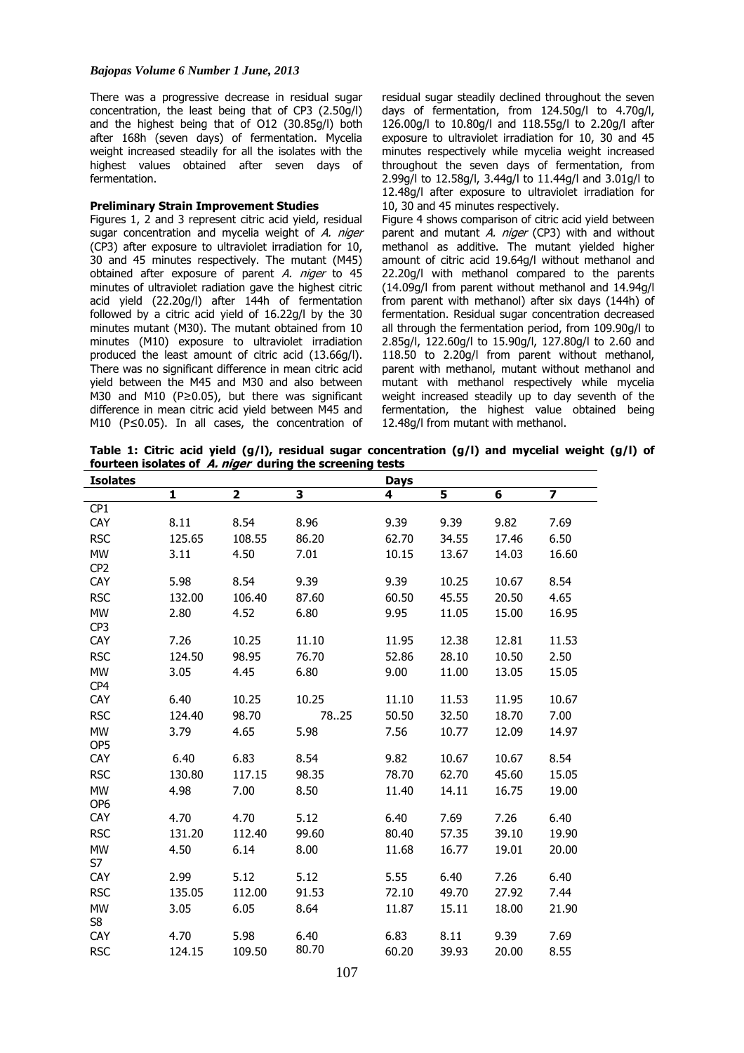There was a progressive decrease in residual sugar concentration, the least being that of CP3 (2.50g/l) and the highest being that of O12 (30.85g/l) both after 168h (seven days) of fermentation. Mycelia weight increased steadily for all the isolates with the highest values obtained after seven days of fermentation.

**Preliminary Strain Improvement Studies**

Figures 1, 2 and 3 represent citric acid yield, residual sugar concentration and mycelia weight of *A. niger* (CP3) after exposure to ultraviolet irradiation for 10, 30 and 45 minutes respectively. The mutant (M45) obtained after exposure of parent *A. niger* to 45 minutes of ultraviolet radiation gave the highest citric acid yield (22.20g/l) after 144h of fermentation followed by a citric acid yield of 16.22g/l by the 30 minutes mutant (M30). The mutant obtained from 10 minutes (M10) exposure to ultraviolet irradiation produced the least amount of citric acid (13.66g/l). There was no significant difference in mean citric acid yield between the M45 and M30 and also between M30 and M10 ($P \geq 0.05$), but there was significant difference in mean citric acid yield between M45 and M10 ($P \leq 0.05$). In all cases, the concentration of residual sugar steadily declined throughout the seven days of fermentation, from 124.50g/l to 4.70g/l, 126.00g/l to 10.80g/l and 118.55g/l to 2.20g/l after exposure to ultraviolet irradiation for 10, 30 and 45 minutes respectively while mycelia weight increased throughout the seven days of fermentation, from 2.99g/l to 12.58g/l, 3.44g/l to 11.44g/l and 3.01g/l to 12.48g/l after exposure to ultraviolet irradiation for 10, 30 and 45 minutes respectively.

Figure 4 shows comparison of citric acid yield between parent and mutant *A. niger* (CP3) with and without methanol as additive. The mutant yielded higher amount of citric acid 19.64g/l without methanol and 22.20g/l with methanol compared to the parents (14.09g/l from parent without methanol and 14.94g/l from parent with methanol) after six days (144h) of fermentation. Residual sugar concentration decreased all through the fermentation period, from 109.90g/l to 2.85g/l, 122.60g/l to 15.90g/l, 127.80g/l to 2.60 and 118.50 to 2.20g/l from parent without methanol, parent with methanol, mutant without methanol and mutant with methanol respectively while mycelia weight increased steadily up to day seventh of the fermentation, the highest value obtained being 12.48g/l from mutant with methanol.

**Table 1: Citric acid yield (g/l), residual sugar concentration (g/l) and mycelial weight (g/l) of fourteen isolates of *A. niger* during the screening tests**

| Isolates | Days | | | | | | |
|---|---|---|---|---|---|---|---|
| | 1 | 2 | 3 | 4 | 5 | 6 | 7 |
| CP1 | | | | | | | |
| CAY | 8.11 | 8.54 | 8.96 | 9.39 | 9.39 | 9.82 | 7.69 |
| RSC | 125.65 | 108.55 | 86.20 | 62.70 | 34.55 | 17.46 | 6.50 |
| MW | 3.11 | 4.50 | 7.01 | 10.15 | 13.67 | 14.03 | 16.60 |
| CP2 | | | | | | | |
| CAY | 5.98 | 8.54 | 9.39 | 9.39 | 10.25 | 10.67 | 8.54 |
| RSC | 132.00 | 106.40 | 87.60 | 60.50 | 45.55 | 20.50 | 4.65 |
| MW | 2.80 | 4.52 | 6.80 | 9.95 | 11.05 | 15.00 | 16.95 |
| CP3 | | | | | | | |
| CAY | 7.26 | 10.25 | 11.10 | 11.95 | 12.38 | 12.81 | 11.53 |
| RSC | 124.50 | 98.95 | 76.70 | 52.86 | 28.10 | 10.50 | 2.50 |
| MW | 3.05 | 4.45 | 6.80 | 9.00 | 11.00 | 13.05 | 15.05 |
| CP4 | | | | | | | |
| CAY | 6.40 | 10.25 | 10.25 | 11.10 | 11.53 | 11.95 | 10.67 |
| RSC | 124.40 | 98.70 | 78..25 | 50.50 | 32.50 | 18.70 | 7.00 |
| MW | 3.79 | 4.65 | 5.98 | 7.56 | 10.77 | 12.09 | 14.97 |
| OP5 | | | | | | | |
| CAY | 6.40 | 6.83 | 8.54 | 9.82 | 10.67 | 10.67 | 8.54 |
| RSC | 130.80 | 117.15 | 98.35 | 78.70 | 62.70 | 45.60 | 15.05 |
| MW | 4.98 | 7.00 | 8.50 | 11.40 | 14.11 | 16.75 | 19.00 |
| OP6 | | | | | | | |
| CAY | 4.70 | 4.70 | 5.12 | 6.40 | 7.69 | 7.26 | 6.40 |
| RSC | 131.20 | 112.40 | 99.60 | 80.40 | 57.35 | 39.10 | 19.90 |
| MW | 4.50 | 6.14 | 8.00 | 11.68 | 16.77 | 19.01 | 20.00 |
| S7 | | | | | | | |
| CAY | 2.99 | 5.12 | 5.12 | 5.55 | 6.40 | 7.26 | 6.40 |
| RSC | 135.05 | 112.00 | 91.53 | 72.10 | 49.70 | 27.92 | 7.44 |
| MW | 3.05 | 6.05 | 8.64 | 11.87 | 15.11 | 18.00 | 21.90 |
| S8 | | | | | | | |
| CAY | 4.70 | 5.98 | 6.40 | 6.83 | 8.11 | 9.39 | 7.69 |
| RSC | 124.15 | 109.50 | 80.70 | 60.20 | 39.93 | 20.00 | 8.55 |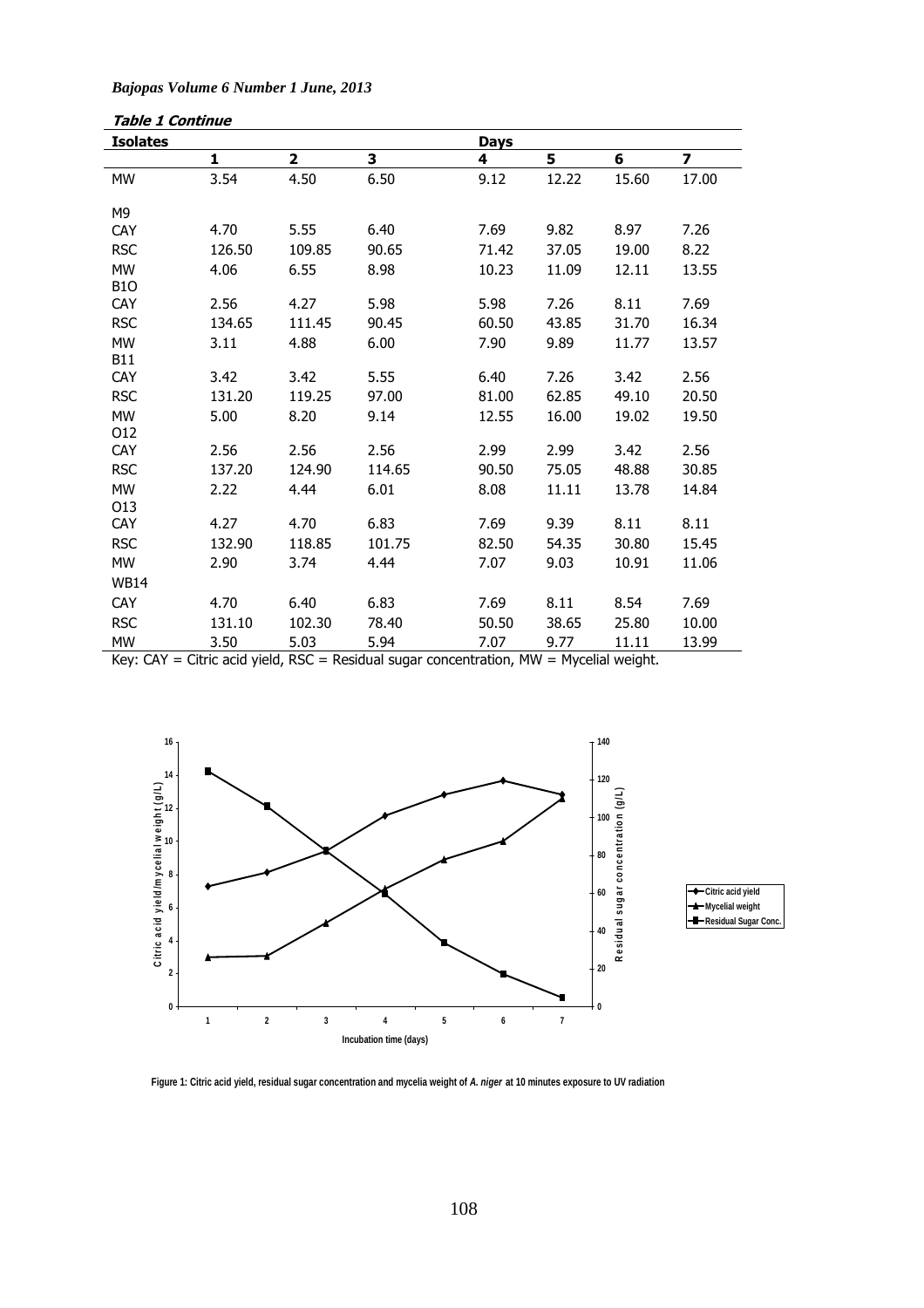**Table 1 Continue**

| Isolates | Days | | | | | | |
|---|---|---|---|---|---|---|---|
| | 1 | 2 | 3 | 4 | 5 | 6 | 7 |
| MW | 3.54 | 4.50 | 6.50 | 9.12 | 12.22 | 15.60 | 17.00 |
| M9 | | | | | | | |
| CAY | 4.70 | 5.55 | 6.40 | 7.69 | 9.82 | 8.97 | 7.26 |
| RSC | 126.50 | 109.85 | 90.65 | 71.42 | 37.05 | 19.00 | 8.22 |
| MW | 4.06 | 6.55 | 8.98 | 10.23 | 11.09 | 12.11 | 13.55 |
| B1O | | | | | | | |
| CAY | 2.56 | 4.27 | 5.98 | 5.98 | 7.26 | 8.11 | 7.69 |
| RSC | 134.65 | 111.45 | 90.45 | 60.50 | 43.85 | 31.70 | 16.34 |
| MW | 3.11 | 4.88 | 6.00 | 7.90 | 9.89 | 11.77 | 13.57 |
| B11 | | | | | | | |
| CAY | 3.42 | 3.42 | 5.55 | 6.40 | 7.26 | 3.42 | 2.56 |
| RSC | 131.20 | 119.25 | 97.00 | 81.00 | 62.85 | 49.10 | 20.50 |
| MW | 5.00 | 8.20 | 9.14 | 12.55 | 16.00 | 19.02 | 19.50 |
| O12 | | | | | | | |
| CAY | 2.56 | 2.56 | 2.56 | 2.99 | 2.99 | 3.42 | 2.56 |
| RSC | 137.20 | 124.90 | 114.65 | 90.50 | 75.05 | 48.88 | 30.85 |
| MW | 2.22 | 4.44 | 6.01 | 8.08 | 11.11 | 13.78 | 14.84 |
| O13 | | | | | | | |
| CAY | 4.27 | 4.70 | 6.83 | 7.69 | 9.39 | 8.11 | 8.11 |
| RSC | 132.90 | 118.85 | 101.75 | 82.50 | 54.35 | 30.80 | 15.45 |
| MW | 2.90 | 3.74 | 4.44 | 7.07 | 9.03 | 10.91 | 11.06 |
| WB14 | | | | | | | |
| CAY | 4.70 | 6.40 | 6.83 | 7.69 | 8.11 | 8.54 | 7.69 |
| RSC | 131.10 | 102.30 | 78.40 | 50.50 | 38.65 | 25.80 | 10.00 |
| MW | 3.50 | 5.03 | 5.94 | 7.07 | 9.77 | 11.11 | 13.99 |

Key: CAY = Citric acid yield, RSC = Residual sugar concentration, MW = Mycelial weight.

**Figure 1: Citric acid yield, residual sugar concentration and mycelia weight of *A. niger* at 10 minutes exposure to UV radiation**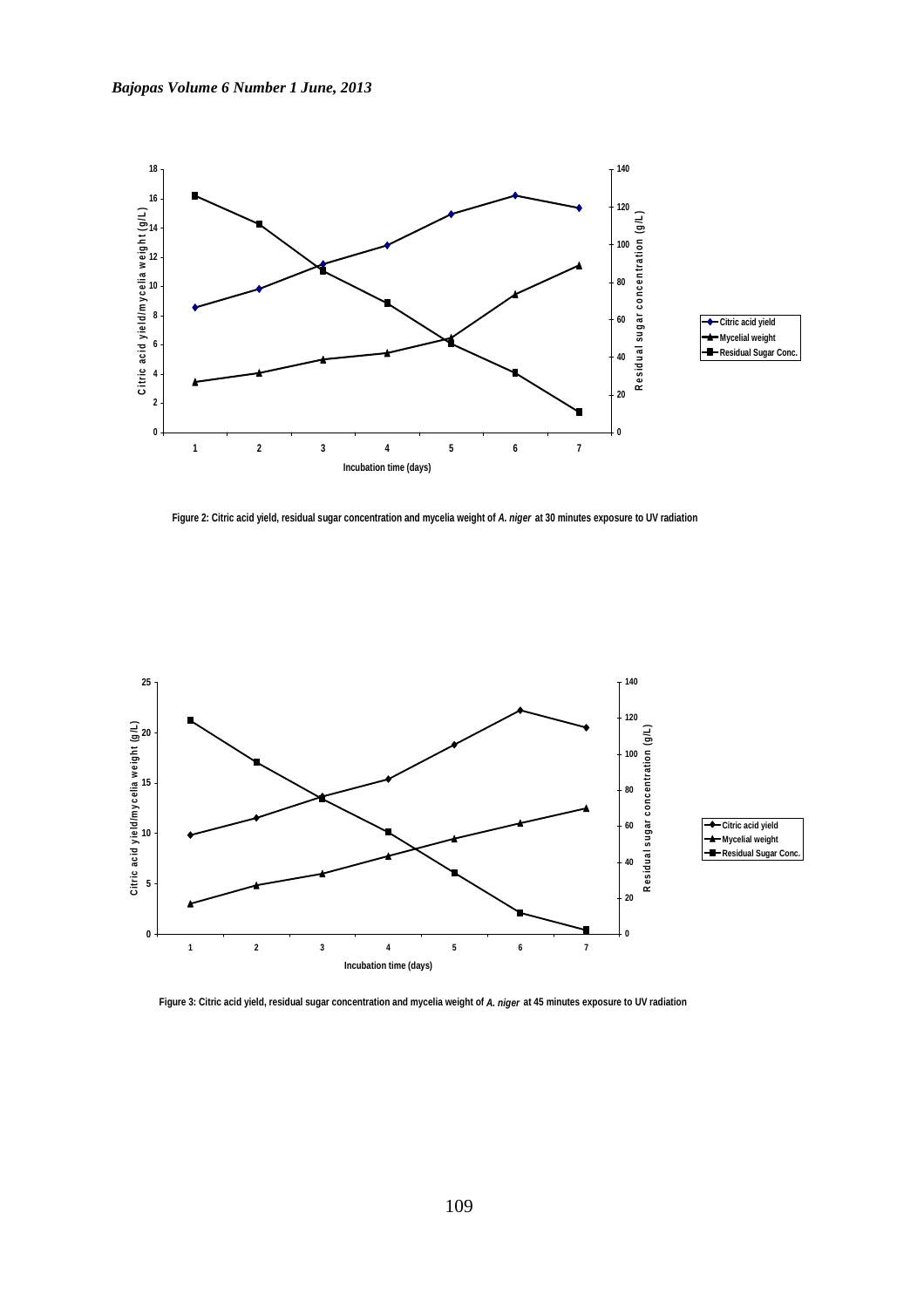Figure 2: Citric acid yield, residual sugar concentration and mycelia weight of *A. niger* at 30 minutes exposure to UV radiation

Figure 3: Citric acid yield, residual sugar concentration and mycelia weight of *A. niger* at 45 minutes exposure to UV radiation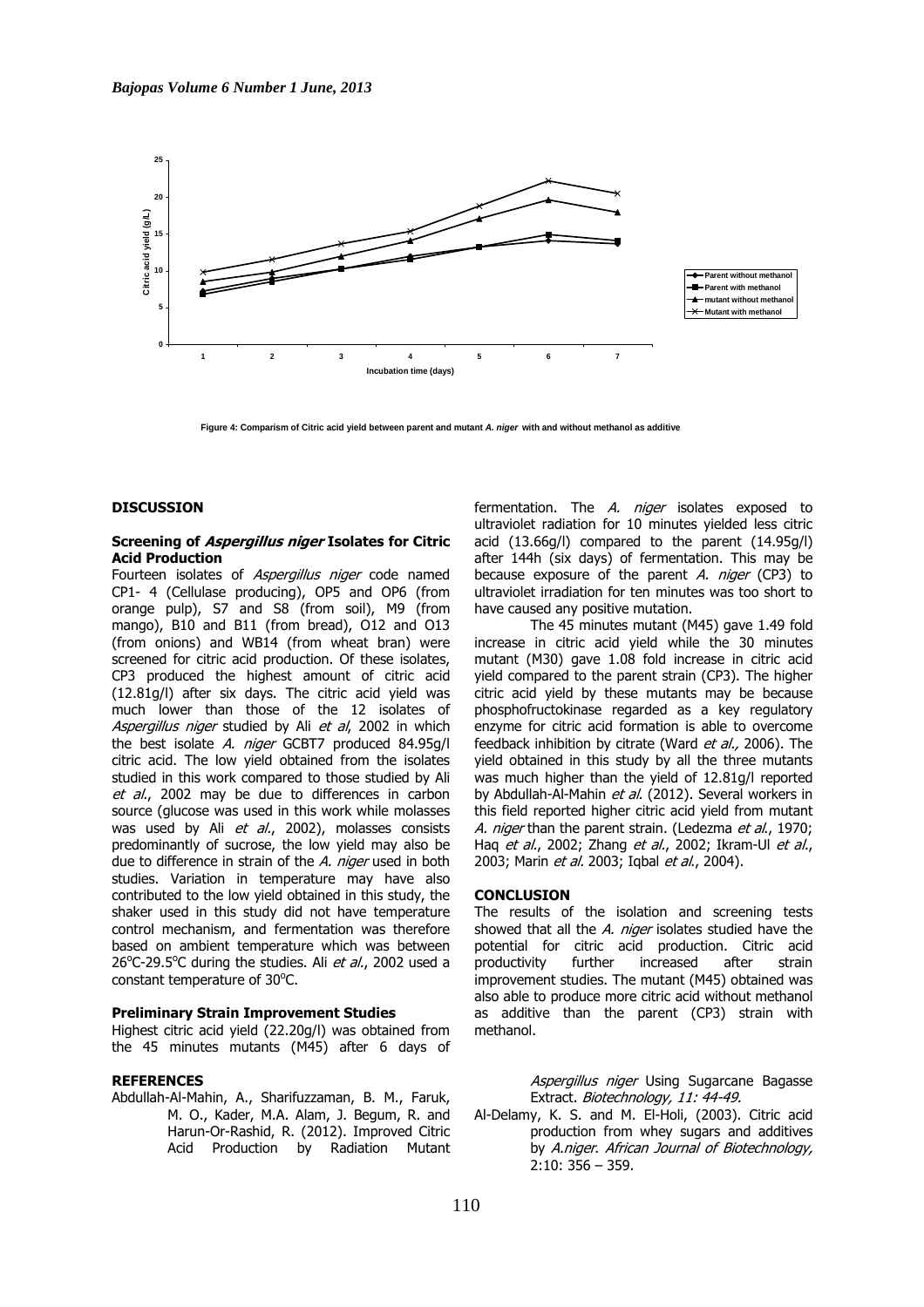Figure 4: Comparism of Citric acid yield between parent and mutant *A. niger* with and without methanol as additive

## DISCUSSION

### Screening of *Aspergillus niger* Isolates for Citric Acid Production

Fourteen isolates of *Aspergillus niger* code named CP1- 4 (Cellulase producing), OP5 and OP6 (from orange pulp), S7 and S8 (from soil), M9 (from mango), B10 and B11 (from bread), O12 and O13 (from onions) and WB14 (from wheat bran) were screened for citric acid production. Of these isolates, CP3 produced the highest amount of citric acid (12.81g/l) after six days. The citric acid yield was much lower than those of the 12 isolates of *Aspergillus niger* studied by Ali *et al*, 2002 in which the best isolate *A. niger* GCBT7 produced 84.95g/l citric acid. The low yield obtained from the isolates studied in this work compared to those studied by Ali *et al*., 2002 may be due to differences in carbon source (glucose was used in this work while molasses was used by Ali *et al*., 2002), molasses consists predominantly of sucrose, the low yield may also be due to difference in strain of the *A. niger* used in both studies. Variation in temperature may have also contributed to the low yield obtained in this study, the shaker used in this study did not have temperature control mechanism, and fermentation was therefore based on ambient temperature which was between 26°C-29.5°C during the studies. Ali *et al*., 2002 used a constant temperature of 30°C.

### Preliminary Strain Improvement Studies

Highest citric acid yield (22.20g/l) was obtained from the 45 minutes mutants (M45) after 6 days of fermentation. The *A. niger* isolates exposed to ultraviolet radiation for 10 minutes yielded less citric acid (13.66g/l) compared to the parent (14.95g/l) after 144h (six days) of fermentation. This may be because exposure of the parent *A. niger* (CP3) to ultraviolet irradiation for ten minutes was too short to have caused any positive mutation.

The 45 minutes mutant (M45) gave 1.49 fold increase in citric acid yield while the 30 minutes mutant (M30) gave 1.08 fold increase in citric acid yield compared to the parent strain (CP3). The higher citric acid yield by these mutants may be because phosphofructokinase regarded as a key regulatory enzyme for citric acid formation is able to overcome feedback inhibition by citrate (Ward *et al.,* 2006). The yield obtained in this study by all the three mutants was much higher than the yield of 12.81g/l reported by Abdullah-Al-Mahin *et al.* (2012). Several workers in this field reported higher citric acid yield from mutant *A. niger* than the parent strain. (Ledezma *et al*., 1970; Haq *et al*., 2002; Zhang *et al*., 2002; Ikram-Ul *et al*., 2003; Marin *et al.* 2003; Iqbal *et al*., 2004).

## CONCLUSION

The results of the isolation and screening tests showed that all the *A. niger* isolates studied have the potential for citric acid production. Citric acid productivity further increased after strain improvement studies. The mutant (M45) obtained was also able to produce more citric acid without methanol as additive than the parent (CP3) strain with methanol.

## REFERENCES

Abdullah-Al-Mahin, A., Sharifuzzaman, B. M., Faruk, M. O., Kader, M.A. Alam, J. Begum, R. and Harun-Or-Rashid, R. (2012). Improved Citric Acid Production by Radiation Mutant *Aspergillus niger* Using Sugarcane Bagasse Extract. *Biotechnology, 11: 44-49.*

Al-Delamy, K. S. and M. El-Holi, (2003). Citric acid production from whey sugars and additives by *A.niger*. *African Journal of Biotechnology,* 2:10: 356 – 359.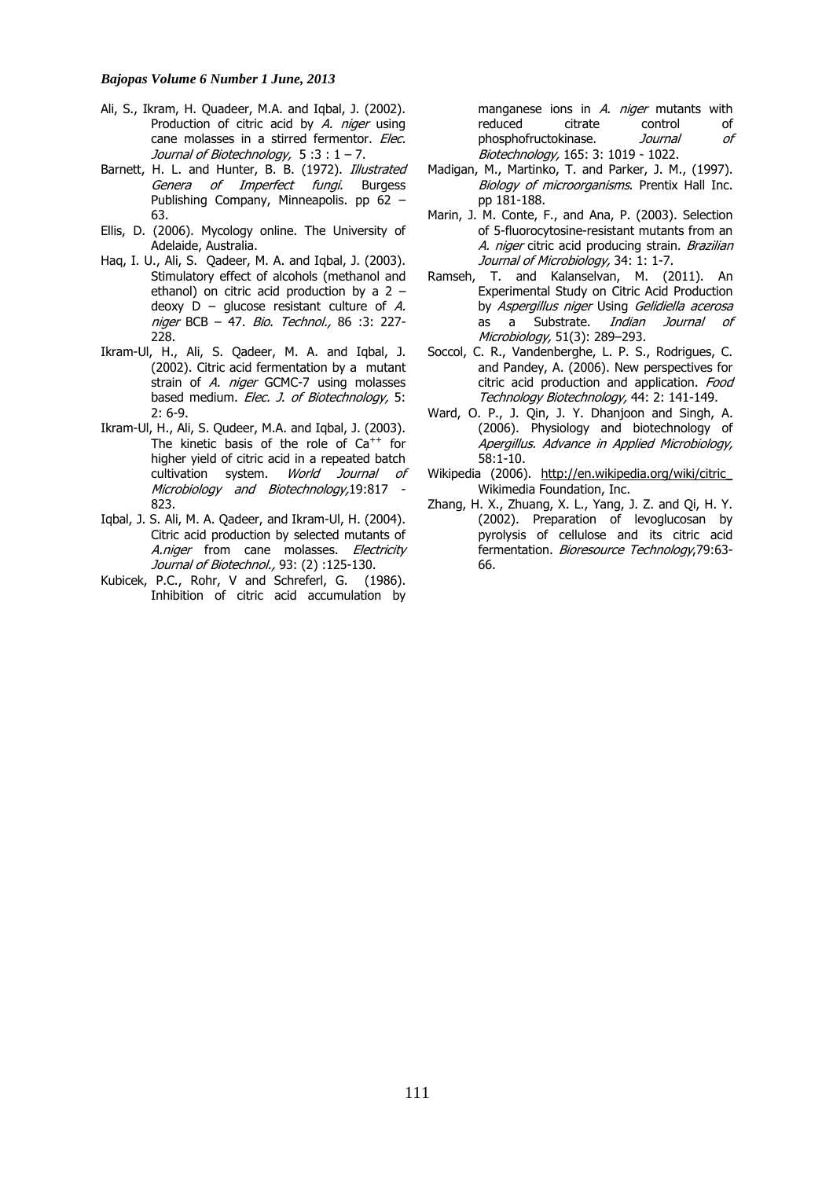Ali, S., Ikram, H. Quadeer, M.A. and Iqbal, J. (2002). Production of citric acid by *A. niger* using cane molasses in a stirred fermentor. *Elec. Journal of Biotechnology,* 5 :3 : 1 – 7.

Barnett, H. L. and Hunter, B. B. (1972). *Illustrated Genera of Imperfect fungi*. Burgess Publishing Company, Minneapolis. pp 62 – 63.

Ellis, D. (2006). Mycology online. The University of Adelaide, Australia.

Haq, I. U., Ali, S. Qadeer, M. A. and Iqbal, J. (2003). Stimulatory effect of alcohols (methanol and ethanol) on citric acid production by a 2 – deoxy D – glucose resistant culture of *A. niger* BCB – 47. *Bio. Technol.,* 86 :3: 227-228.

Ikram-Ul, H., Ali, S. Qadeer, M. A. and Iqbal, J. (2002). Citric acid fermentation by a mutant strain of *A. niger* GCMC-7 using molasses based medium. *Elec. J. of Biotechnology,* 5: 2: 6-9.

Ikram-Ul, H., Ali, S. Qudeer, M.A. and Iqbal, J. (2003). The kinetic basis of the role of $Ca^{++}$ for higher yield of citric acid in a repeated batch cultivation system. *World Journal of Microbiology and Biotechnology,*19:817 - 823.

Iqbal, J. S. Ali, M. A. Qadeer, and Ikram-Ul, H. (2004). Citric acid production by selected mutants of *A.niger* from cane molasses. *Electricity Journal of Biotechnol.,* 93: (2) :125-130.

Kubicek, P.C., Rohr, V and Schreferl, G. (1986). Inhibition of citric acid accumulation by manganese ions in *A. niger* mutants with reduced citrate control of phosphofructokinase. *Journal of Biotechnology,* 165: 3: 1019 - 1022.

Madigan, M., Martinko, T. and Parker, J. M., (1997). *Biology of microorganisms*. Prentix Hall Inc. pp 181-188.

Marin, J. M. Conte, F., and Ana, P. (2003). Selection of 5-fluorocytosine-resistant mutants from an *A. niger* citric acid producing strain. *Brazilian Journal of Microbiology,* 34: 1: 1-7.

Ramseh, T. and Kalanselvan, M. (2011). An Experimental Study on Citric Acid Production by *Aspergillus niger* Using *Gelidiella acerosa* as a Substrate. *Indian Journal of Microbiology,* 51(3): 289–293.

Soccol, C. R., Vandenberghe, L. P. S., Rodrigues, C. and Pandey, A. (2006). New perspectives for citric acid production and application. *Food Technology Biotechnology,* 44: 2: 141-149.

Ward, O. P., J. Qin, J. Y. Dhanjoon and Singh, A. (2006). Physiology and biotechnology of *Apergillus. Advance in Applied Microbiology,* 58:1-10.

Wikipedia (2006). http://en.wikipedia.org/wiki/citric_ Wikimedia Foundation, Inc.

Zhang, H. X., Zhuang, X. L., Yang, J. Z. and Qi, H. Y. (2002). Preparation of levoglucosan by pyrolysis of cellulose and its citric acid fermentation. *Bioresource Technology,*79:63-66.